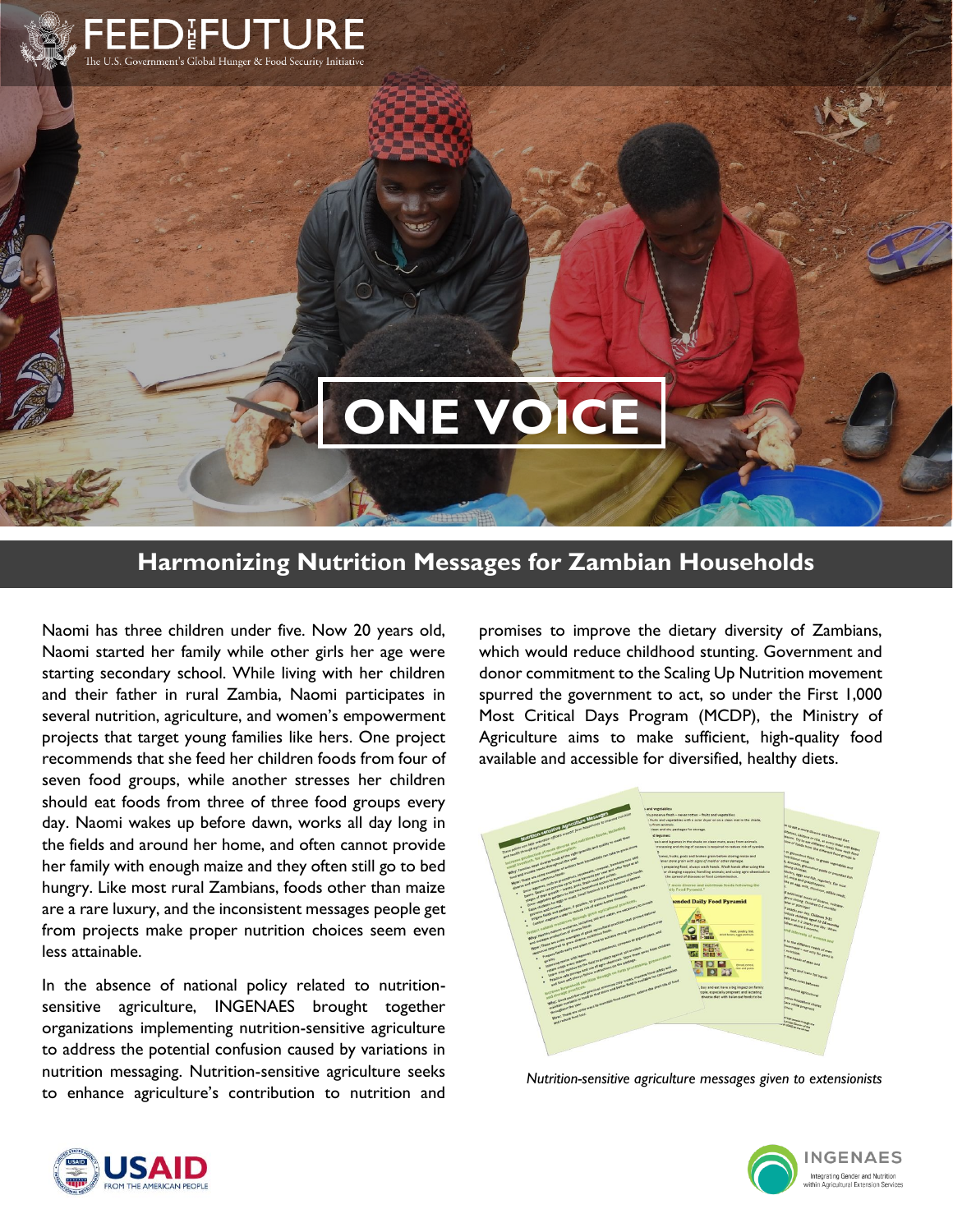# ONE VOICE

## Harmonizing Nutrition Messages for Zambian Households

Naomi has three children under five. Now 20 years old, Naomi started her family while other girls her age were starting secondary school. While living with her children and their father in rural Zambia, Naomi participates in several nutrition, agriculture, and women's empowerment projects that target young families like hers. One project recommends that she feed her children foods from four of seven food groups, while another stresses her children should eat foods from three of three food groups every day. Naomi wakes up before dawn, works all day long in the fields and around her home, and often cannot provide her family with enough maize and they often still go to bed hungry. Like most rural Zambians, foods other than maize are a rare luxury, and the inconsistent messages people get from projects make proper nutrition choices seem even less attainable.

In the absence of national policy related to nutrition-sensitive agriculture, INGENAES brought together organizations implementing nutrition-sensitive agriculture to address the potential confusion caused by variations in nutrition messaging. Nutrition-sensitive agriculture seeks to enhance agriculture's contribution to nutrition and promises to improve the dietary diversity of Zambians, which would reduce childhood stunting. Government and donor commitment to the Scaling Up Nutrition movement spurred the government to act, so under the First 1,000 Most Critical Days Program (MCDP), the Ministry of Agriculture aims to make sufficient, high-quality food available and accessible for diversified, healthy diets.

*Nutrition-sensitive agriculture messages given to extensionists*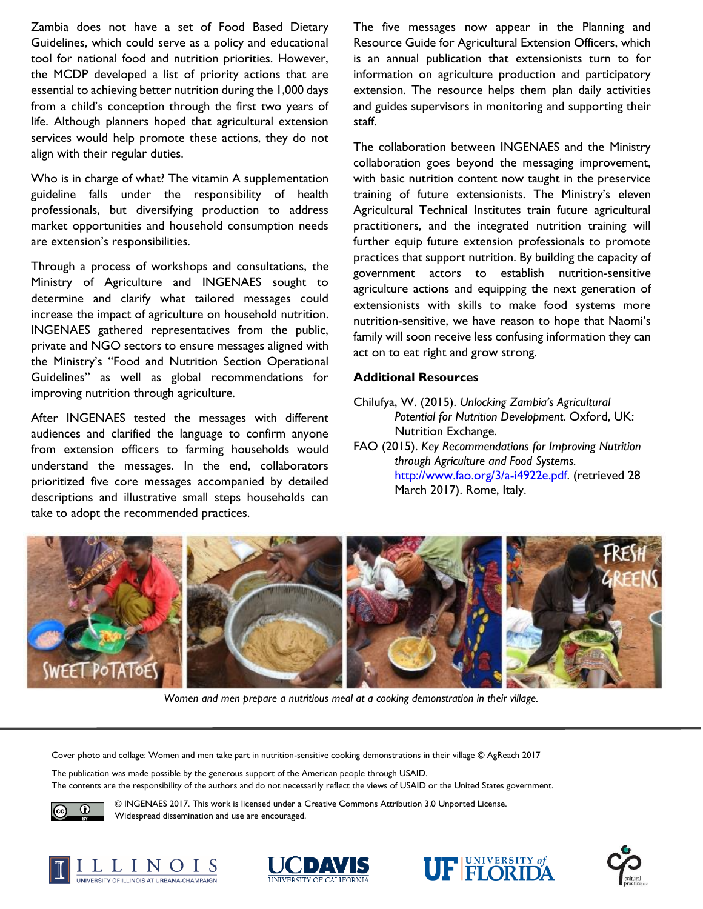Zambia does not have a set of Food Based Dietary Guidelines, which could serve as a policy and educational tool for national food and nutrition priorities. However, the MCDP developed a list of priority actions that are essential to achieving better nutrition during the 1,000 days from a child's conception through the first two years of life. Although planners hoped that agricultural extension services would help promote these actions, they do not align with their regular duties.

Who is in charge of what? The vitamin A supplementation guideline falls under the responsibility of health professionals, but diversifying production to address market opportunities and household consumption needs are extension's responsibilities.

Through a process of workshops and consultations, the Ministry of Agriculture and INGENAES sought to determine and clarify what tailored messages could increase the impact of agriculture on household nutrition. INGENAES gathered representatives from the public, private and NGO sectors to ensure messages aligned with the Ministry's "Food and Nutrition Section Operational Guidelines" as well as global recommendations for improving nutrition through agriculture.

After INGENAES tested the messages with different audiences and clarified the language to confirm anyone from extension officers to farming households would understand the messages. In the end, collaborators prioritized five core messages accompanied by detailed descriptions and illustrative small steps households can take to adopt the recommended practices.

The five messages now appear in the Planning and Resource Guide for Agricultural Extension Officers, which is an annual publication that extensionists turn to for information on agriculture production and participatory extension. The resource helps them plan daily activities and guides supervisors in monitoring and supporting their staff.

The collaboration between INGENAES and the Ministry collaboration goes beyond the messaging improvement, with basic nutrition content now taught in the preservice training of future extensionists. The Ministry's eleven Agricultural Technical Institutes train future agricultural practitioners, and the integrated nutrition training will further equip future extension professionals to promote practices that support nutrition. By building the capacity of government actors to establish nutrition-sensitive agriculture actions and equipping the next generation of extensionists with skills to make food systems more nutrition-sensitive, we have reason to hope that Naomi's family will soon receive less confusing information they can act on to eat right and grow strong.

### Additional Resources

Chilufya, W. (2015). *Unlocking Zambia's Agricultural Potential for Nutrition Development.* Oxford, UK: Nutrition Exchange.

FAO (2015). *Key Recommendations for Improving Nutrition through Agriculture and Food Systems.* http://www.fao.org/3/a-i4922e.pdf. (retrieved 28 March 2017). Rome, Italy.

*Women and men prepare a nutritious meal at a cooking demonstration in their village.*

Cover photo and collage: Women and men take part in nutrition-sensitive cooking demonstrations in their village © AgReach 2017

The publication was made possible by the generous support of the American people through USAID.
The contents are the responsibility of the authors and do not necessarily reflect the views of USAID or the United States government.

© INGENAES 2017. This work is licensed under a Creative Commons Attribution 3.0 Unported License.
Widespread dissemination and use are encouraged.